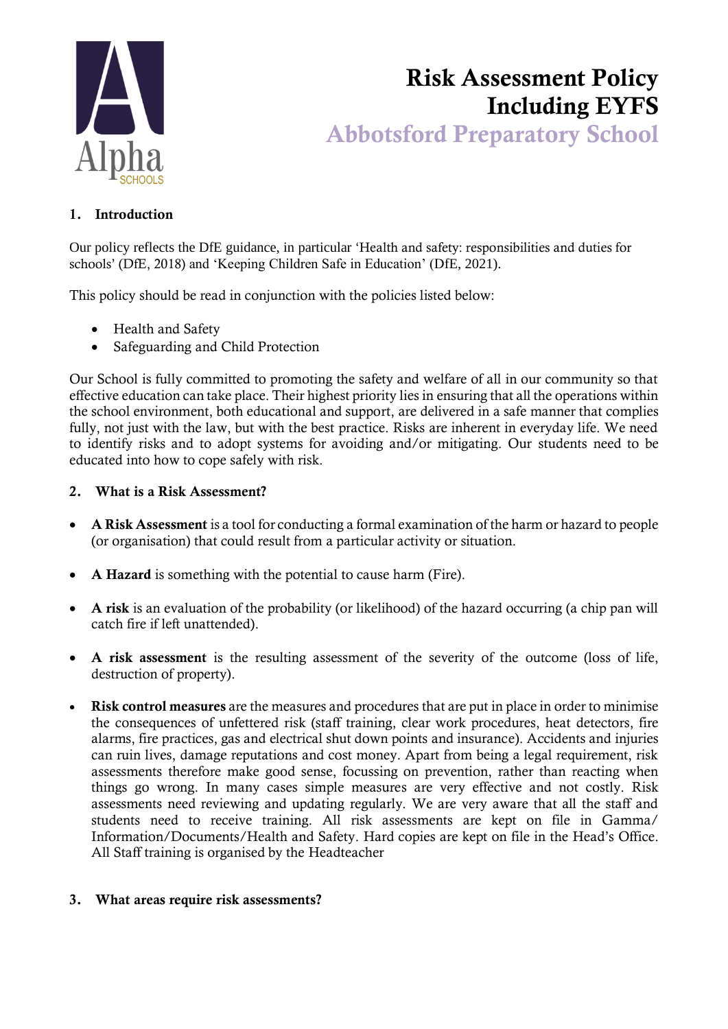# Risk Assessment Policy Including EYFS

## Abbotsford Preparatory School

### 1. Introduction

Our policy reflects the DfE guidance, in particular 'Health and safety: responsibilities and duties for schools' (DfE, 2018) and 'Keeping Children Safe in Education' (DfE, 2021).

This policy should be read in conjunction with the policies listed below:

- Health and Safety
- Safeguarding and Child Protection

Our School is fully committed to promoting the safety and welfare of all in our community so that effective education can take place. Their highest priority lies in ensuring that all the operations within the school environment, both educational and support, are delivered in a safe manner that complies fully, not just with the law, but with the best practice. Risks are inherent in everyday life. We need to identify risks and to adopt systems for avoiding and/or mitigating. Our students need to be educated into how to cope safely with risk.

### 2. What is a Risk Assessment?

- **A Risk Assessment** is a tool for conducting a formal examination of the harm or hazard to people (or organisation) that could result from a particular activity or situation.
- **A Hazard** is something with the potential to cause harm (Fire).
- **A risk** is an evaluation of the probability (or likelihood) of the hazard occurring (a chip pan will catch fire if left unattended).
- **A risk assessment** is the resulting assessment of the severity of the outcome (loss of life, destruction of property).
- **Risk control measures** are the measures and procedures that are put in place in order to minimise the consequences of unfettered risk (staff training, clear work procedures, heat detectors, fire alarms, fire practices, gas and electrical shut down points and insurance). Accidents and injuries can ruin lives, damage reputations and cost money. Apart from being a legal requirement, risk assessments therefore make good sense, focussing on prevention, rather than reacting when things go wrong. In many cases simple measures are very effective and not costly. Risk assessments need reviewing and updating regularly. We are very aware that all the staff and students need to receive training. All risk assessments are kept on file in Gamma/ Information/Documents/Health and Safety. Hard copies are kept on file in the Head's Office. All Staff training is organised by the Headteacher

### 3. What areas require risk assessments?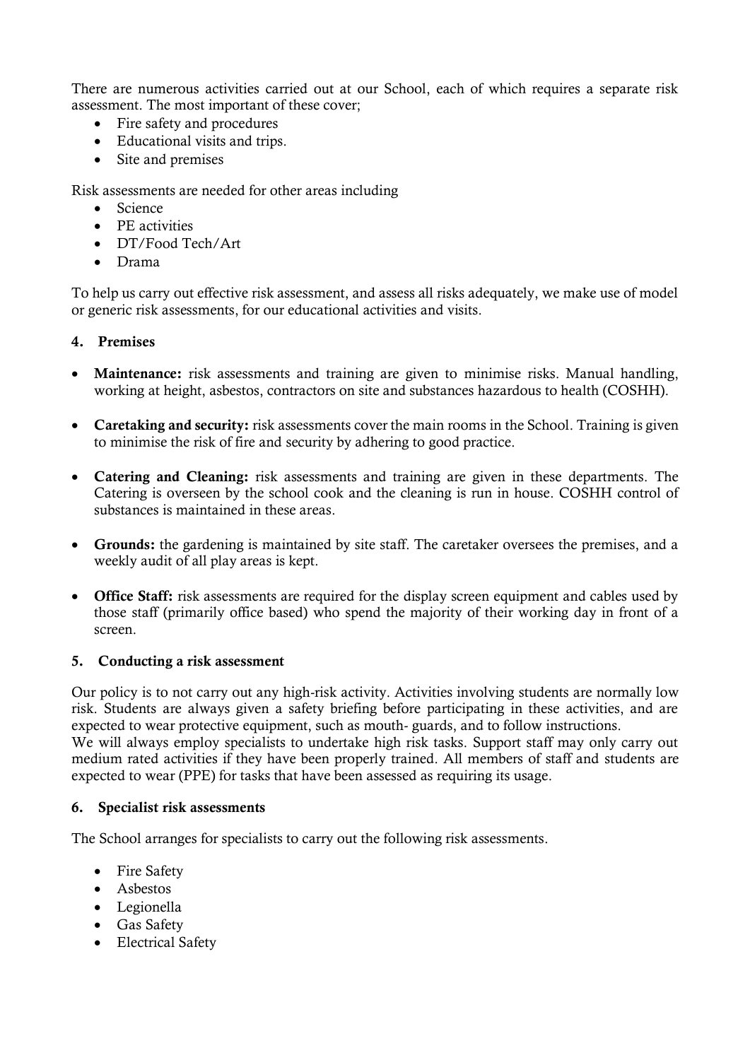There are numerous activities carried out at our School, each of which requires a separate risk assessment. The most important of these cover;

- Fire safety and procedures
- Educational visits and trips.
- Site and premises

Risk assessments are needed for other areas including

- Science
- PE activities
- DT/Food Tech/Art
- Drama

To help us carry out effective risk assessment, and assess all risks adequately, we make use of model or generic risk assessments, for our educational activities and visits.

## 4. Premises

- **Maintenance:** risk assessments and training are given to minimise risks. Manual handling, working at height, asbestos, contractors on site and substances hazardous to health (COSHH).
- **Caretaking and security:** risk assessments cover the main rooms in the School. Training is given to minimise the risk of fire and security by adhering to good practice.
- **Catering and Cleaning:** risk assessments and training are given in these departments. The Catering is overseen by the school cook and the cleaning is run in house. COSHH control of substances is maintained in these areas.
- **Grounds:** the gardening is maintained by site staff. The caretaker oversees the premises, and a weekly audit of all play areas is kept.
- **Office Staff:** risk assessments are required for the display screen equipment and cables used by those staff (primarily office based) who spend the majority of their working day in front of a screen.

## 5. Conducting a risk assessment

Our policy is to not carry out any high-risk activity. Activities involving students are normally low risk. Students are always given a safety briefing before participating in these activities, and are expected to wear protective equipment, such as mouth- guards, and to follow instructions.
We will always employ specialists to undertake high risk tasks. Support staff may only carry out medium rated activities if they have been properly trained. All members of staff and students are expected to wear (PPE) for tasks that have been assessed as requiring its usage.

## 6. Specialist risk assessments

The School arranges for specialists to carry out the following risk assessments.

- Fire Safety
- Asbestos
- Legionella
- Gas Safety
- Electrical Safety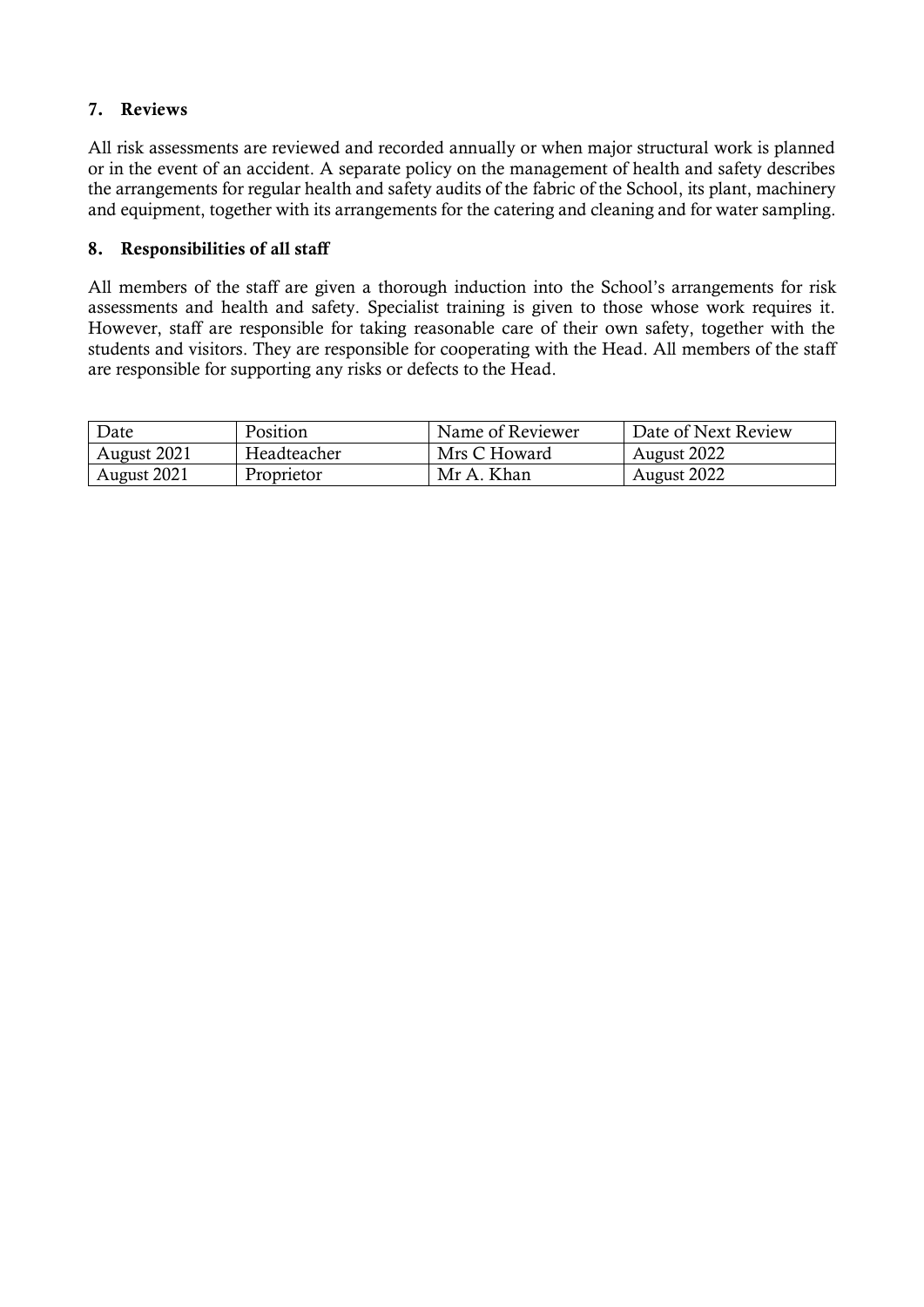## 7. Reviews

All risk assessments are reviewed and recorded annually or when major structural work is planned or in the event of an accident. A separate policy on the management of health and safety describes the arrangements for regular health and safety audits of the fabric of the School, its plant, machinery and equipment, together with its arrangements for the catering and cleaning and for water sampling.

## 8. Responsibilities of all staff

All members of the staff are given a thorough induction into the School's arrangements for risk assessments and health and safety. Specialist training is given to those whose work requires it. However, staff are responsible for taking reasonable care of their own safety, together with the students and visitors. They are responsible for cooperating with the Head. All members of the staff are responsible for supporting any risks or defects to the Head.

| Date | Position | Name of Reviewer | Date of Next Review |
|---|---|---|---|
| August 2021 | Headteacher | Mrs C Howard | August 2022 |
| August 2021 | Proprietor | Mr A. Khan | August 2022 |